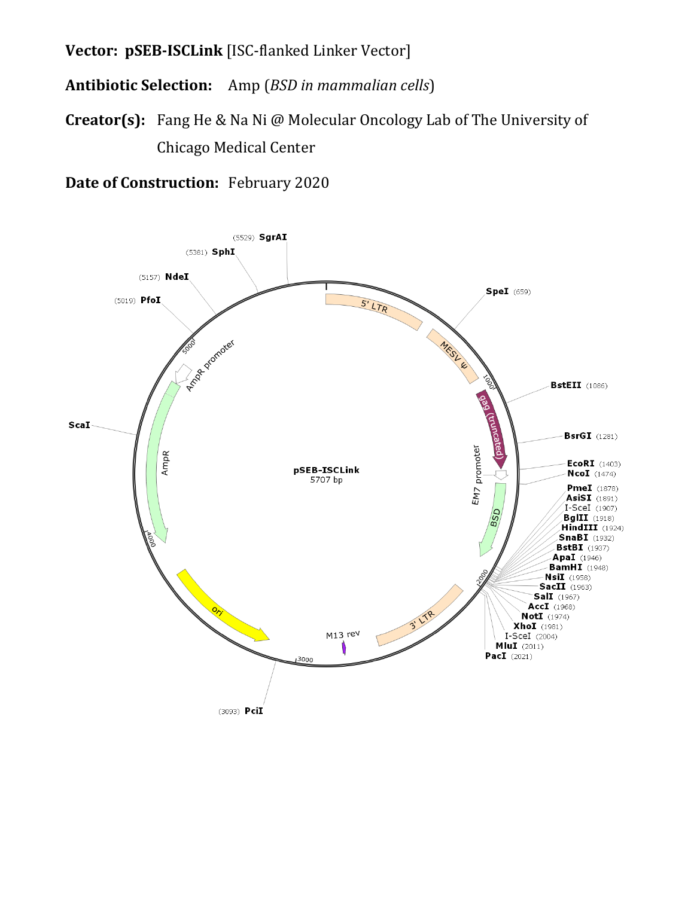**Vector: pSEB-ISCLink** [ISC-flanked Linker Vector]

**Antibiotic Selection:** Amp (*BSD in mammalian cells*)

**Creator(s):** Fang He & Na Ni @ Molecular Oncology Lab of The University of Chicago Medical Center

**Date of Construction:** February 2020

pSEB-ISCLink
5707 bp

Features: 5' LTR, MESV ψ, gag (truncated), EM7 promoter, BSD, 3' LTR, M13 rev, ori, AmpR, AmpR promoter

Restriction sites:

- SpeI (659)
- BstEII (1086)
- BsrGI (1281)
- EcoRI (1403)
- NcoI (1474)
- PmeI (1878)
- AsiSI (1891)
- I-SceI (1907)
- BglII (1918)
- HindIII (1924)
- SnaBI (1932)
- BstBI (1937)
- ApaI (1946)
- BamHI (1948)
- NsiI (1958)
- SacII (1963)
- SalI (1967)
- AccI (1968)
- NotI (1974)
- XhoI (1981)
- I-SceI (2004)
- MluI (2011)
- PacI (2021)
- PciI (3093)
- ScaI
- PfoI (5019)
- NdeI (5157)
- SphI (5381)
- SgrAI (5529)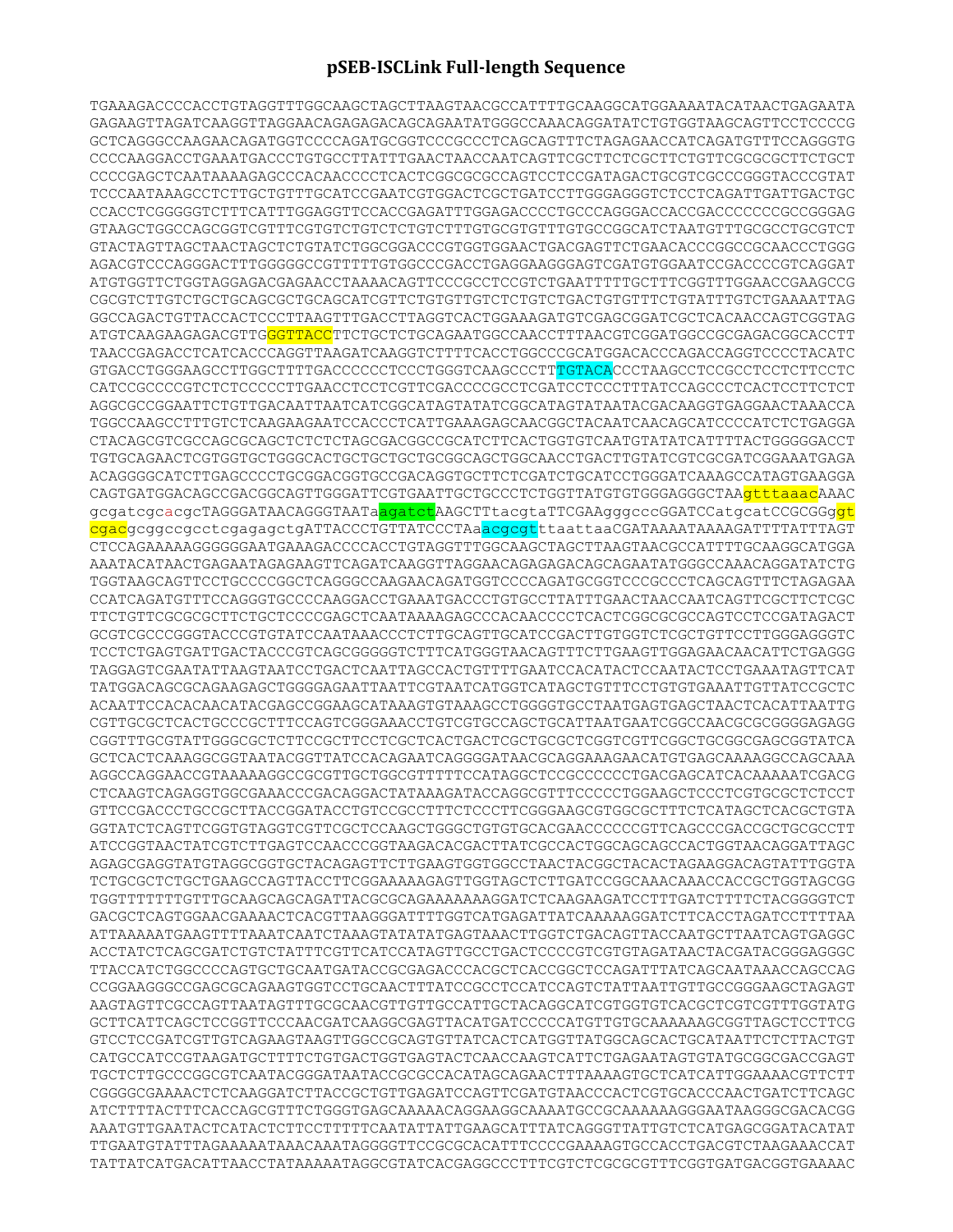# pSEB-ISCLink Full-length Sequence

```
TGAAAGACCCCACCTGTAGGTTTGGCAAGCTAGCTTAAGTAACGCCATTTTGCAAGGCATGGAAAATACATAACTGAGAATA
GAGAAGTTAGATCAAGGTTAGGAACAGAGAGACAGCAGAATATGGGCCAAACAGGATATCTGTGGTAAGCAGTTCCTCCCCG
GCTCAGGGCCAAGAACAGATGGTCCCCAGATGCGGTCCCGCCCTCAGCAGTTTCTAGAGAACCATCAGATGTTTCCAGGGTG
CCCCAAGGACCTGAAATGACCCTGTGCCTTATTTGAACTAACCAATCAGTTCGCTTCTCGCTTCTGTTCGCGCGCTTCTGCT
CCCCGAGCTCAATAAAAGAGCCCACAACCCCTCACTCGGCGCGCCAGTCCTCCGATAGACTGCGTCGCCCGGGTACCCGTAT
TCCCAATAAAGCCTCTTGCTGTTTGCATCCGAATCGTGGACTCGCTGATCCTTGGGAGGGTCTCCTCAGATTGATTGACTGC
CCACCTCGGGGGTCTTTCATTTGGAGGTTCCACCGAGATTTGGAGACCCCTGCCCAGGGACCACCGACCCCCCCGCCGGGAG
GTAAGCTGGCCAGCGGTCGTTTCGTGTCTGTCTCTGTCTTTGTGCGTGTTTGTGCCGGCATCTAATGTTTGCGCCTGCGTCT
GTACTAGTTAGCTAACTAGCTCTGTATCTGGCGGACCCGTGGTGGAACTGACGAGTTCTGAACACCCGGCCGCAACCCTGGG
AGACGTCCCAGGGACTTTGGGGGCCGTTTTTGTGGCCCGACCTGAGGAAGGGAGTCGATGTGGAATCCGACCCCGTCAGGAT
ATGTGGTTCTGGTAGGAGACGAGAACCTAAAACAGTTCCCGCCTCCGTCTGAATTTTTGCTTTCGGTTTGGAACCGAAGCCG
CGCGTCTTGTCTGCTGCAGCGCTGCAGCATCGTTCTGTGTTGTCTCTGTCTGACTGTGTTTCTGTATTTGTCTGAAAATTAG
GGCCAGACTGTTACCACTCCCTTAAGTTTGACCTTAGGTCACTGGAAAGATGTCGAGCGGATCGCTCACAACCAGTCGGTAG
ATGTCAAGAAGAGACGTTGGGTTACCTTCTGCTCTGCAGAATGGCCAACCTTTAACGTCGGATGGCCGCGAGACGGCACCTT
TAACCGAGACCTCATCACCCAGGTTAAGATCAAGGTCTTTTCACCTGGCCCGCATGGACACCCAGACCAGGTCCCCTACATC
GTGACCTGGGAAGCCTTGGCTTTTGACCCCCCTCCCTGGGTCAAGCCCTTTGTACACCCTAAGCCTCCGCCTCCTCTTCCTC
CATCCGCCCCGTCTCTCCCCCTTGAACCTCCTCGTTCGACCCCGCCTCGATCCTCCCTTTATCCAGCCCTCACTCCTTCTCT
AGGCGCCGGAATTCTGTTGACAATTAATCATCGGCATAGTATATCGGCATAGTATAATACGACAAGGTGAGGAACTAAACCA
TGGCCAAGCCTTTGTCTCAAGAAGAATCCACCCTCATTGAAAGAGCAACGGCTACAATCAACAGCATCCCCATCTCTGAGGA
CTACAGCGTCGCCAGCGCAGCTCTCTCTAGCGACGGCCGCATCTTCACTGGTGTCAATGTATATCATTTTACTGGGGGACCT
TGTGCAGAACTCGTGGTGCTGGGCACTGCTGCTGCTGCGGCAGCTGGCAACCTGACTTGTATCGTCGCGATCGGAAATGAGA
ACAGGGGCATCTTGAGCCCCTGCGGACGGTGCCGACAGGTGCTTCTCGATCTGCATCCTGGGATCAAAGCCATAGTGAAGGA
CAGTGATGGACAGCCGACGGCAGTTGGGATTCGTGAATTGCTGCCCTCTGGTTATGTGTGGGAGGGCTAAgtttaaacAAAC
gcgatcgcacgcTAGGGATAACAGGGTAATaagatctAAGCTTtacgtaTTCGAAgggcccGGATCCatgcatCCGCGGgt
cgacgcggccgcctcgagagctgATTACCCTGTTATCCCTAAacgcgtttaattaaCGATAAAATAAAAGATTTTATTTAGT
CTCCAGAAAAAGGGGGGAATGAAAGACCCCACCTGTAGGTTTGGCAAGCTAGCTTAAGTAACGCCATTTTGCAAGGCATGGA
AAATACATAACTGAGAATAGAGAAGTTCAGATCAAGGTTAGGAACAGAGAGACAGCAGAATATGGGCCAAACAGGATATCTG
TGGTAAGCAGTTCCTGCCCCGGCTCAGGGCCAAGAACAGATGGTCCCCAGATGCGGTCCCGCCCTCAGCAGTTTCTAGAGAA
CCATCAGATGTTTCCAGGGTGCCCCAAGGACCTGAAATGACCCTGTGCCTTATTTGAACTAACCAATCAGTTCGCTTCTCGC
TTCTGTTCGCGCGCTTCTGCTCCCCGAGCTCAATAAAAGAGCCCACAACCCCTCACTCGGCGCGCCAGTCCTCCGATAGACT
GCGTCGCCCGGGTACCCGTGTATCCAATAAACCCTCTTGCAGTTGCATCCGACTTGTGGTCTCGCTGTTCCTTGGGAGGGTC
TCCTCTGAGTGATTGACTACCCGTCAGCGGGGGTCTTTCATGGGTAACAGTTTCTTGAAGTTGGAGAACAACATTCTGAGGG
TAGGAGTCGAATATTAAGTAATCCTGACTCAATTAGCCACTGTTTTGAATCCACATACTCCAATACTCCTGAAATAGTTCAT
TATGGACAGCGCAGAAGAGCTGGGGAGAATTAATTCGTAATCATGGTCATAGCTGTTTCCTGTGTGAAATTGTTATCCGCTC
ACAATTCCACACAACATACGAGCCGGAAGCATAAAGTGTAAAGCCTGGGGTGCCTAATGAGTGAGCTAACTCACATTAATTG
CGTTGCGCTCACTGCCCGCTTTCCAGTCGGGAAACCTGTCGTGCCAGCTGCATTAATGAATCGGCCAACGCGCGGGGAGAGG
CGGTTTGCGTATTGGGCGCTCTTCCGCTTCCTCGCTCACTGACTCGCTGCGCTCGGTCGTTCGGCTGCGGCGAGCGGTATCA
GCTCACTCAAAGGCGGTAATACGGTTATCCACAGAATCAGGGGATAACGCAGGAAAGAACATGTGAGCAAAAGGCCAGCAAA
AGGCCAGGAACCGTAAAAAGGCCGCGTTGCTGGCGTTTTTCCATAGGCTCCGCCCCCCTGACGAGCATCACAAAAATCGACG
CTCAAGTCAGAGGTGGCGAAACCCGACAGGACTATAAAGATACCAGGCGTTTCCCCCTGGAAGCTCCCTCGTGCGCTCTCCT
GTTCCGACCCTGCCGCTTACCGGATACCTGTCCGCCTTTCTCCCTTCGGGAAGCGTGGCGCTTTCTCATAGCTCACGCTGTA
GGTATCTCAGTTCGGTGTAGGTCGTTCGCTCCAAGCTGGGCTGTGTGCACGAACCCCCCGTTCAGCCCGACCGCTGCGCCTT
ATCCGGTAACTATCGTCTTGAGTCCAACCCGGTAAGACACGACTTATCGCCACTGGCAGCAGCCACTGGTAACAGGATTAGC
AGAGCGAGGTATGTAGGCGGTGCTACAGAGTTCTTGAAGTGGTGGCCTAACTACGGCTACACTAGAAGGACAGTATTTGGTA
TCTGCGCTCTGCTGAAGCCAGTTACCTTCGGAAAAAGAGTTGGTAGCTCTTGATCCGGCAAACAAACCACCGCTGGTAGCGG
TGGTTTTTTTGTTTGCAAGCAGCAGATTACGCGCAGAAAAAAAGGATCTCAAGAAGATCCTTTGATCTTTTCTACGGGGTCT
GACGCTCAGTGGAACGAAAACTCACGTTAAGGGATTTTGGTCATGAGATTATCAAAAAGGATCTTCACCTAGATCCTTTTAA
ATTAAAAATGAAGTTTTAAATCAATCTAAAGTATATATGAGTAAACTTGGTCTGACAGTTACCAATGCTTAATCAGTGAGGC
ACCTATCTCAGCGATCTGTCTATTTCGTTCATCCATAGTTGCCTGACTCCCCGTCGTGTAGATAACTACGATACGGGAGGGC
TTACCATCTGGCCCCAGTGCTGCAATGATACCGCGAGACCCACGCTCACCGGCTCCAGATTTATCAGCAATAAACCAGCCAG
CCGGAAGGGCCGAGCGCAGAAGTGGTCCTGCAACTTTATCCGCCTCCATCCAGTCTATTAATTGTTGCCGGGAAGCTAGAGT
AAGTAGTTCGCCAGTTAATAGTTTGCGCAACGTTGTTGCCATTGCTACAGGCATCGTGGTGTCACGCTCGTCGTTTGGTATG
GCTTCATTCAGCTCCGGTTCCCAACGATCAAGGCGAGTTACATGATCCCCCATGTTGTGCAAAAAAGCGGTTAGCTCCTTCG
GTCCTCCGATCGTTGTCAGAAGTAAGTTGGCCGCAGTGTTATCACTCATGGTTATGGCAGCACTGCATAATTCTCTTACTGT
CATGCCATCCGTAAGATGCTTTTCTGTGACTGGTGAGTACTCAACCAAGTCATTCTGAGAATAGTGTATGCGGCGACCGAGT
TGCTCTTGCCCGGCGTCAATACGGGATAATACCGCGCCACATAGCAGAACTTTAAAAGTGCTCATCATTGGAAAACGTTCTT
CGGGGCGAAAACTCTCAAGGATCTTACCGCTGTTGAGATCCAGTTCGATGTAACCCACTCGTGCACCCAACTGATCTTCAGC
ATCTTTTACTTTCACCAGCGTTTCTGGGTGAGCAAAAACAGGAAGGCAAAATGCCGCAAAAAAGGGAATAAGGGCGACACGG
AAATGTTGAATACTCATACTCTTCCTTTTTCAATATTATTGAAGCATTTATCAGGGTTATTGTCTCATGAGCGGATACATAT
TTGAATGTATTTAGAAAAATAAACAAATAGGGGTTCCGCGCACATTTCCCCGAAAAGTGCCACCTGACGTCTAAGAAACCAT
TATTATCATGACATTAACCTATAAAAATAGGCGTATCACGAGGCCCTTTCGTCTCGCGCGTTTCGGTGATGACGGTGAAAAC
```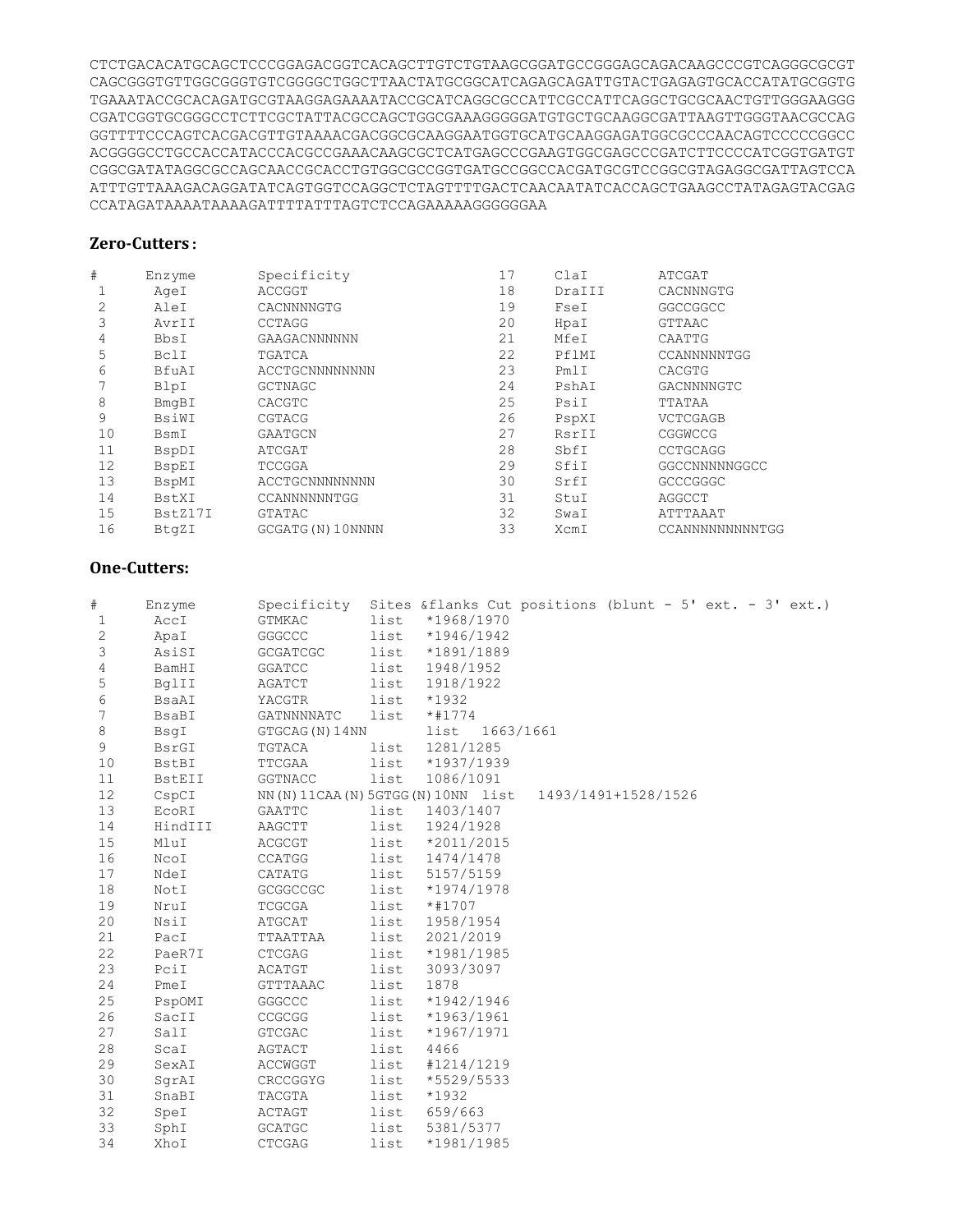```
CTCTGACACATGCAGCTCCCGGAGACGGTCACAGCTTGTCTGTAAGCGGATGCCGGGAGCAGACAAGCCCGTCAGGGCGCGT
CAGCGGGTGTTGGCGGGTGTCGGGGCTGGCTTAACTATGCGGCATCAGAGCAGATTGTACTGAGAGTGCACCATATGCGGTG
TGAAATACCGCACAGATGCGTAAGGAGAAAATACCGCATCAGGCGCCATTCGCCATTCAGGCTGCGCAACTGTTGGGAAGGG
CGATCGGTGCGGGCCTCTTCGCTATTACGCCAGCTGGCGAAAGGGGGATGTGCTGCAAGGCGATTAAGTTGGGTAACGCCAG
GGTTTTCCCAGTCACGACGTTGTAAAACGACGGCGCAAGGAATGGTGCATGCAAGGAGATGGCGCCCAACAGTCCCCCGGCC
ACGGGGCCTGCCACCATACCCACGCCGAAACAAGCGCTCATGAGCCCGAAGTGGCGAGCCCGATCTTCCCCATCGGTGATGT
CGGCGATATAGGCGCCAGCAACCGCACCTGTGGCGCCGGTGATGCCGGCCACGATGCGTCCGGCGTAGAGGCGATTAGTCCA
ATTTGTTAAAGACAGGATATCAGTGGTCCAGGCTCTAGTTTTGACTCAACAATATCACCAGCTGAAGCCTATAGAGTACGAG
CCATAGATAAAATAAAAGATTTTATTTAGTCTCCAGAAAAAGGGGGGAA
```

## Zero-Cutters:

| # | Enzyme | Specificity | # | Enzyme | Specificity |
|---|---|---|---|---|---|
| 1 | AgeI | ACCGGT | 17 | ClaI | ATCGAT |
| 2 | AleI | CACNNNNGTG | 18 | DraIII | CACNNNGTG |
| 3 | AvrII | CCTAGG | 19 | FseI | GGCCGGCC |
| 4 | BbsI | GAAGACNNNNNN | 20 | HpaI | GTTAAC |
| 5 | BclI | TGATCA | 21 | MfeI | CAATTG |
| 6 | BfuAI | ACCTGCNNNNNNNN | 22 | PflMI | CCANNNNNTGG |
| 7 | BlpI | GCTNAGC | 23 | PmlI | CACGTG |
| 8 | BmgBI | CACGTC | 24 | PshAI | GACNNNNGTC |
| 9 | BsiWI | CGTACG | 25 | PsiI | TTATAA |
| 10 | BsmI | GAATGCN | 26 | PspXI | VCTCGAGB |
| 11 | BspDI | ATCGAT | 27 | RsrII | CGGWCCG |
| 12 | BspEI | TCCGGA | 28 | SbfI | CCTGCAGG |
| 13 | BspMI | ACCTGCNNNNNNNN | 29 | SfiI | GGCCNNNNNGGCC |
| 14 | BstXI | CCANNNNNNTGG | 30 | SrfI | GCCCGGGC |
| 15 | BstZ17I | GTATAC | 31 | StuI | AGGCCT |
| 16 | BtgZI | GCGATG(N)10NNNN | 32 | SwaI | ATTTAAAT |
| | | | 33 | XcmI | CCANNNNNNNNNTGG |

## One-Cutters:

| # | Enzyme | Specificity | Sites &flanks | Cut positions (blunt - 5' ext. - 3' ext.) |
|---|---|---|---|---|
| 1 | AccI | GTMKAC | list | *1968/1970 |
| 2 | ApaI | GGGCCC | list | *1946/1942 |
| 3 | AsiSI | GCGATCGC | list | *1891/1889 |
| 4 | BamHI | GGATCC | list | 1948/1952 |
| 5 | BglII | AGATCT | list | 1918/1922 |
| 6 | BsaAI | YACGTR | list | *1932 |
| 7 | BsaBI | GATNNNNATC | list | *#1774 |
| 8 | BsgI | GTGCAG(N)14NN | list | 1663/1661 |
| 9 | BsrGI | TGTACA | list | 1281/1285 |
| 10 | BstBI | TTCGAA | list | *1937/1939 |
| 11 | BstEII | GGTNACC | list | 1086/1091 |
| 12 | CspCI | NN(N)11CAA(N)5GTGG(N)10NN | list | 1493/1491+1528/1526 |
| 13 | EcoRI | GAATTC | list | 1403/1407 |
| 14 | HindIII | AAGCTT | list | 1924/1928 |
| 15 | MluI | ACGCGT | list | *2011/2015 |
| 16 | NcoI | CCATGG | list | 1474/1478 |
| 17 | NdeI | CATATG | list | 5157/5159 |
| 18 | NotI | GCGGCCGC | list | *1974/1978 |
| 19 | NruI | TCGCGA | list | *#1707 |
| 20 | NsiI | ATGCAT | list | 1958/1954 |
| 21 | PacI | TTAATTAA | list | 2021/2019 |
| 22 | PaeR7I | CTCGAG | list | *1981/1985 |
| 23 | PciI | ACATGT | list | 3093/3097 |
| 24 | PmeI | GTTTAAAC | list | 1878 |
| 25 | PspOMI | GGGCCC | list | *1942/1946 |
| 26 | SacII | CCGCGG | list | *1963/1961 |
| 27 | SalI | GTCGAC | list | *1967/1971 |
| 28 | ScaI | AGTACT | list | 4466 |
| 29 | SexAI | ACCWGGT | list | #1214/1219 |
| 30 | SgrAI | CRCCGGYG | list | *5529/5533 |
| 31 | SnaBI | TACGTA | list | *1932 |
| 32 | SpeI | ACTAGT | list | 659/663 |
| 33 | SphI | GCATGC | list | 5381/5377 |
| 34 | XhoI | CTCGAG | list | *1981/1985 |